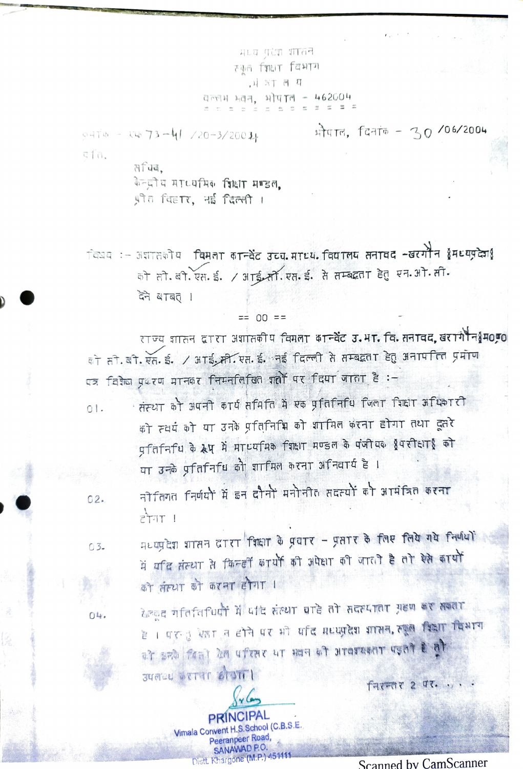मध्य प्रदेश शासन
स्कूल शिक्षा विभाग
मंत्रालय
वल्लभ भवन, भोपाल - 462004

क्रमांक - एफ 73-41 /20-3/2004 भोपाल, दिनांक - 30 /06/2004

प्रति,

सचिव,
केन्द्रीय माध्यमिक शिक्षा मण्डल,
प्रीत विहार, नई दिल्ली ।

विषय :- अशासकीय विमला कान्वेंट उच्च.माध्य. विद्यालय सनावद -खरगौन (मध्यप्रदेश) को सी.बी.एस.ई. / आई.सी.एस.ई. से सम्बद्धता हेतु एन.ओ.सी. देने बाबत् ।

== 00 ==

राज्य शासन द्वारा अशासकीय विमला कान्वेंट उ.मा.वि. सनावद, खरगौन(म0प्र0) को सी.बी.एस.ई. / आई.सी.एस.ई. नई दिल्ली से सम्बद्धता हेतु अनापत्ति प्रमाण पत्र विशेष प्रकरण मानकर निम्नलिखित शर्तों पर दिया जाता है :-

01. संस्था को अपनी कार्य समिति में एक प्रतिनिधि जिला शिक्षा अधिकारी को स्वयं को या उनके प्रतिनिधि को शामिल करना होगा तथा दूसरे प्रतिनिधि के रूप में माध्यमिक शिक्षा मण्डल के पंजीयक (परीक्षा) को या उनके प्रतिनिधि को शामिल करना अनिवार्य है ।

02. नीतिगत निर्णयों में इन दोनों मनोनीत सदस्यों को आमंत्रित करना होगा ।

03. मध्यप्रदेश शासन द्वारा शिक्षा के प्रचार - प्रसार के लिए लिये गये निर्णयों में यदि संस्था से किन्हीं कार्यों की अपेक्षा की जाती है तो ऐसे कार्यों को संस्था को करना होगा ।

04. खेलकूद गतिविधियों में यदि संस्था चाहे तो सदस्यता ग्रहण कर सकता है । परन्तु ऐसा न होने पर भी यदि मध्यप्रदेश शासन, स्कूल शिक्षा विभाग को इनके बिना खेल परिसर या भवन की आवश्यकता पड़ती है तो उपलब्ध कराना होगा ।

निरन्तर 2 पर. . . .

PRINCIPAL
Vimala Convent H.S.School (C.B.S.E.
Peeranpeer Road,
SANAWAD P.O.
Distt. Khargone (M.P.) 451111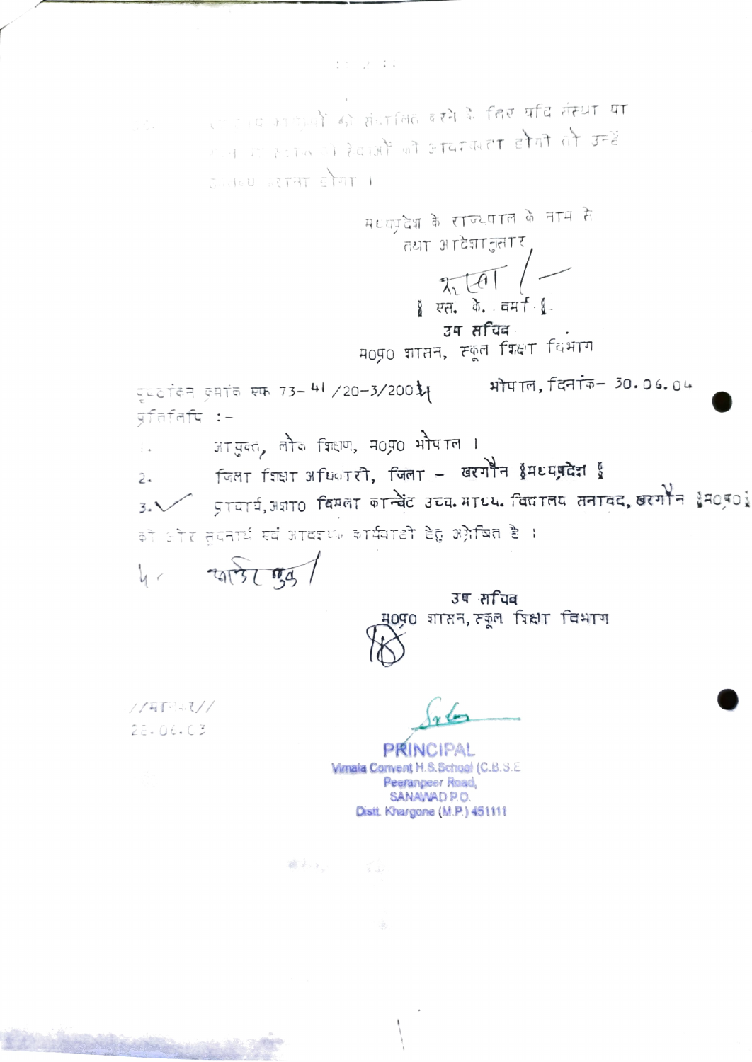... (आवश्यक) कार्यों को संचालित करने के लिए यदि संस्था पा... ... की सेवाओं की आवश्यकता होगी तो उन्हें ... उपलब्ध कराना होगा ।

मध्यप्रदेश के राज्यपाल के नाम से
तथा आदेशानुसार

(एस. के. वर्मा)
उप सचिव
म०प्र० शासन, स्कूल शिक्षा विभाग

पृष्ठांकन क्रमांक एफ 73-41 /20-3/2004 भोपाल, दिनांक- 30.06.04

प्रतिलिपि :-

1. आयुक्त, लोक शिक्षण, म०प्र० भोपाल ।
2. जिला शिक्षा अधिकारी, जिला - खरगौन (मध्यप्रदेश)
3. प्राचार्य, अशा० विमला कान्वेंट उच्च. माध्य. विद्यालय सनावद, खरगौन (म०प्र०)

को ओर सूचनार्थ एवं आवश्यक कार्यवाही हेतु अग्रेषित है ।

उप सचिव
म०प्र० शासन, स्कूल शिक्षा विभाग

//मा...र//
26.06.03

PRINCIPAL
Vimala Convent H.S.School (C.B.S.E
Peeranpeer Road,
SANAWAD P.O.
Distt. Khargone (M.P.) 451111